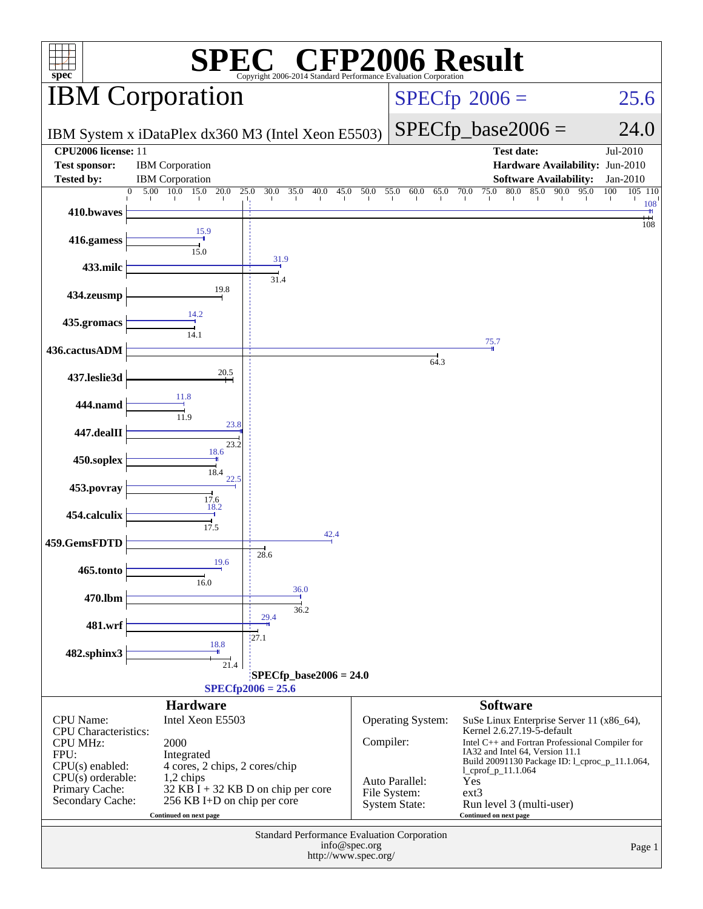# SPEC CFP2006 Result

Copyright 2006-2014 Standard Performance Evaluation Corporation

## IBM Corporation

IBM System x iDataPlex dx360 M3 (Intel Xeon E5503)

SPECfp 2006 = 25.6

SPECfp_base2006 = 24.0

| | | | |
|---|---|---|---|
| **CPU2006 license:** 11 | | **Test date:** | Jul-2010 |
| **Test sponsor:** | IBM Corporation | **Hardware Availability:** | Jun-2010 |
| **Tested by:** | IBM Corporation | **Software Availability:** | Jan-2010 |

| Benchmark | Peak | Base |
|---|---|---|
| 410.bwaves | 108 | 108 |
| 416.gamess | 15.9 | 15.0 |
| 433.milc | 31.9 | 31.4 |
| 434.zeusmp | | 19.8 |
| 435.gromacs | 14.2 | 14.1 |
| 436.cactusADM | 75.7 | 64.3 |
| 437.leslie3d | | 20.5 |
| 444.namd | 11.8 | 11.9 |
| 447.dealII | 23.8 | 23.2 |
| 450.soplex | 18.6 | 18.4 |
| 453.povray | 22.5 | 17.6 |
| 454.calculix | 18.2 | 17.5 |
| 459.GemsFDTD | 42.4 | 28.6 |
| 465.tonto | 19.6 | 16.0 |
| 470.lbm | 36.0 | 36.2 |
| 481.wrf | 29.4 | 27.1 |
| 482.sphinx3 | 18.8 | 21.4 |

SPECfp_base2006 = 24.0

SPECfp2006 = 25.6

### Hardware

| | |
|---|---|
| CPU Name: | Intel Xeon E5503 |
| CPU Characteristics: | |
| CPU MHz: | 2000 |
| FPU: | Integrated |
| CPU(s) enabled: | 4 cores, 2 chips, 2 cores/chip |
| CPU(s) orderable: | 1,2 chips |
| Primary Cache: | 32 KB I + 32 KB D on chip per core |
| Secondary Cache: | 256 KB I+D on chip per core |

Continued on next page

### Software

| | |
|---|---|
| Operating System: | SuSe Linux Enterprise Server 11 (x86_64), Kernel 2.6.27.19-5-default |
| Compiler: | Intel C++ and Fortran Professional Compiler for IA32 and Intel 64, Version 11.1 Build 20091130 Package ID: l_cproc_p_11.1.064, l_cprof_p_11.1.064 |
| Auto Parallel: | Yes |
| File System: | ext3 |
| System State: | Run level 3 (multi-user) |

Continued on next page

Standard Performance Evaluation Corporation
info@spec.org
http://www.spec.org/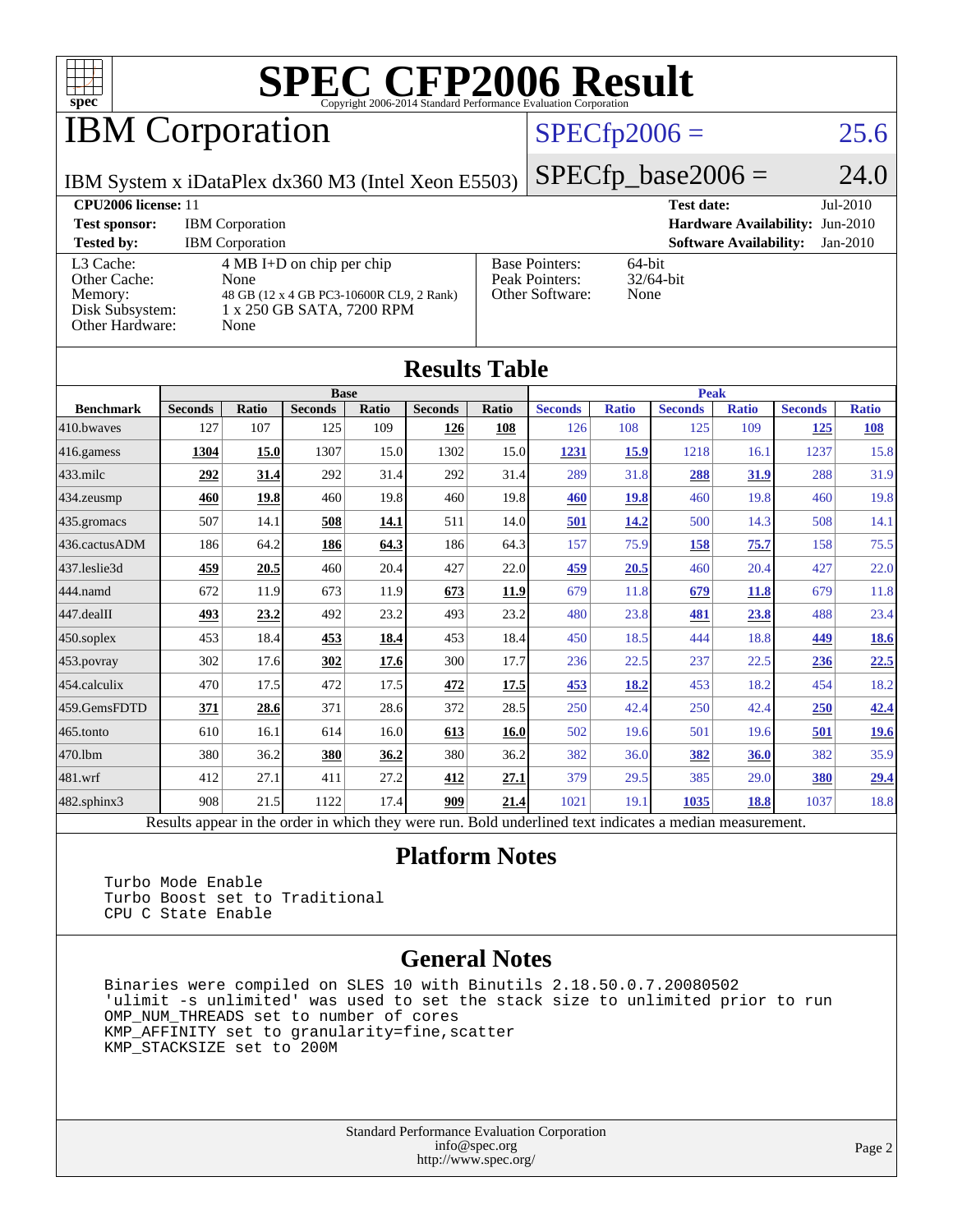# SPEC CFP2006 Result

Copyright 2006-2014 Standard Performance Evaluation Corporation

## IBM Corporation

IBM System x iDataPlex dx360 M3 (Intel Xeon E5503)

SPECfp2006 = 25.6

SPECfp_base2006 = 24.0

**CPU2006 license:** 11
**Test sponsor:** IBM Corporation
**Tested by:** IBM Corporation

**Test date:** Jul-2010
**Hardware Availability:** Jun-2010
**Software Availability:** Jan-2010

| | |
|---|---|
| L3 Cache: | 4 MB I+D on chip per chip |
| Other Cache: | None |
| Memory: | 48 GB (12 x 4 GB PC3-10600R CL9, 2 Rank) |
| Disk Subsystem: | 1 x 250 GB SATA, 7200 RPM |
| Other Hardware: | None |

| | |
|---|---|
| Base Pointers: | 64-bit |
| Peak Pointers: | 32/64-bit |
| Other Software: | None |

## Results Table

| Benchmark | Base | | | | | | Peak | | | | | |
|---|---|---|---|---|---|---|---|---|---|---|---|---|
| | Seconds | Ratio | Seconds | Ratio | Seconds | Ratio | Seconds | Ratio | Seconds | Ratio | Seconds | Ratio |
| 410.bwaves | 127 | 107 | 125 | 109 | **126** | **108** | 126 | 108 | 125 | 109 | **125** | **108** |
| 416.gamess | **1304** | **15.0** | 1307 | 15.0 | 1302 | 15.0 | **1231** | **15.9** | 1218 | 16.1 | 1237 | 15.8 |
| 433.milc | **292** | **31.4** | 292 | 31.4 | 292 | 31.4 | 289 | 31.8 | **288** | **31.9** | 288 | 31.9 |
| 434.zeusmp | **460** | **19.8** | 460 | 19.8 | 460 | 19.8 | **460** | **19.8** | 460 | 19.8 | 460 | 19.8 |
| 435.gromacs | 507 | 14.1 | **508** | **14.1** | 511 | 14.0 | **501** | **14.2** | 500 | 14.3 | 508 | 14.1 |
| 436.cactusADM | 186 | 64.2 | **186** | **64.3** | 186 | 64.3 | 157 | 75.9 | **158** | **75.7** | 158 | 75.5 |
| 437.leslie3d | **459** | **20.5** | 460 | 20.4 | 427 | 22.0 | **459** | **20.5** | 460 | 20.4 | 427 | 22.0 |
| 444.namd | 672 | 11.9 | 673 | 11.9 | **673** | **11.9** | 679 | 11.8 | **679** | **11.8** | 679 | 11.8 |
| 447.dealII | **493** | **23.2** | 492 | 23.2 | 493 | 23.2 | 480 | 23.8 | **481** | **23.8** | 488 | 23.4 |
| 450.soplex | 453 | 18.4 | **453** | **18.4** | 453 | 18.4 | 450 | 18.5 | 444 | 18.8 | **449** | **18.6** |
| 453.povray | 302 | 17.6 | **302** | **17.6** | 300 | 17.7 | 236 | 22.5 | 237 | 22.5 | **236** | **22.5** |
| 454.calculix | 470 | 17.5 | 472 | 17.5 | **472** | **17.5** | **453** | **18.2** | 453 | 18.2 | 454 | 18.2 |
| 459.GemsFDTD | **371** | **28.6** | 371 | 28.6 | 372 | 28.5 | 250 | 42.4 | 250 | 42.4 | **250** | **42.4** |
| 465.tonto | 610 | 16.1 | 614 | 16.0 | **613** | **16.0** | 502 | 19.6 | 501 | 19.6 | **501** | **19.6** |
| 470.lbm | 380 | 36.2 | **380** | **36.2** | 380 | 36.2 | 382 | 36.0 | **382** | **36.0** | 382 | 35.9 |
| 481.wrf | 412 | 27.1 | 411 | 27.2 | **412** | **27.1** | 379 | 29.5 | 385 | 29.0 | **380** | **29.4** |
| 482.sphinx3 | 908 | 21.5 | 1122 | 17.4 | **909** | **21.4** | 1021 | 19.1 | **1035** | **18.8** | 1037 | 18.8 |

Results appear in the order in which they were run. Bold underlined text indicates a median measurement.

## Platform Notes

```
Turbo Mode Enable
Turbo Boost set to Traditional
CPU C State Enable
```

## General Notes

```
Binaries were compiled on SLES 10 with Binutils 2.18.50.0.7.20080502
'ulimit -s unlimited' was used to set the stack size to unlimited prior to run
OMP_NUM_THREADS set to number of cores
KMP_AFFINITY set to granularity=fine,scatter
KMP_STACKSIZE set to 200M
```

Standard Performance Evaluation Corporation
info@spec.org
http://www.spec.org/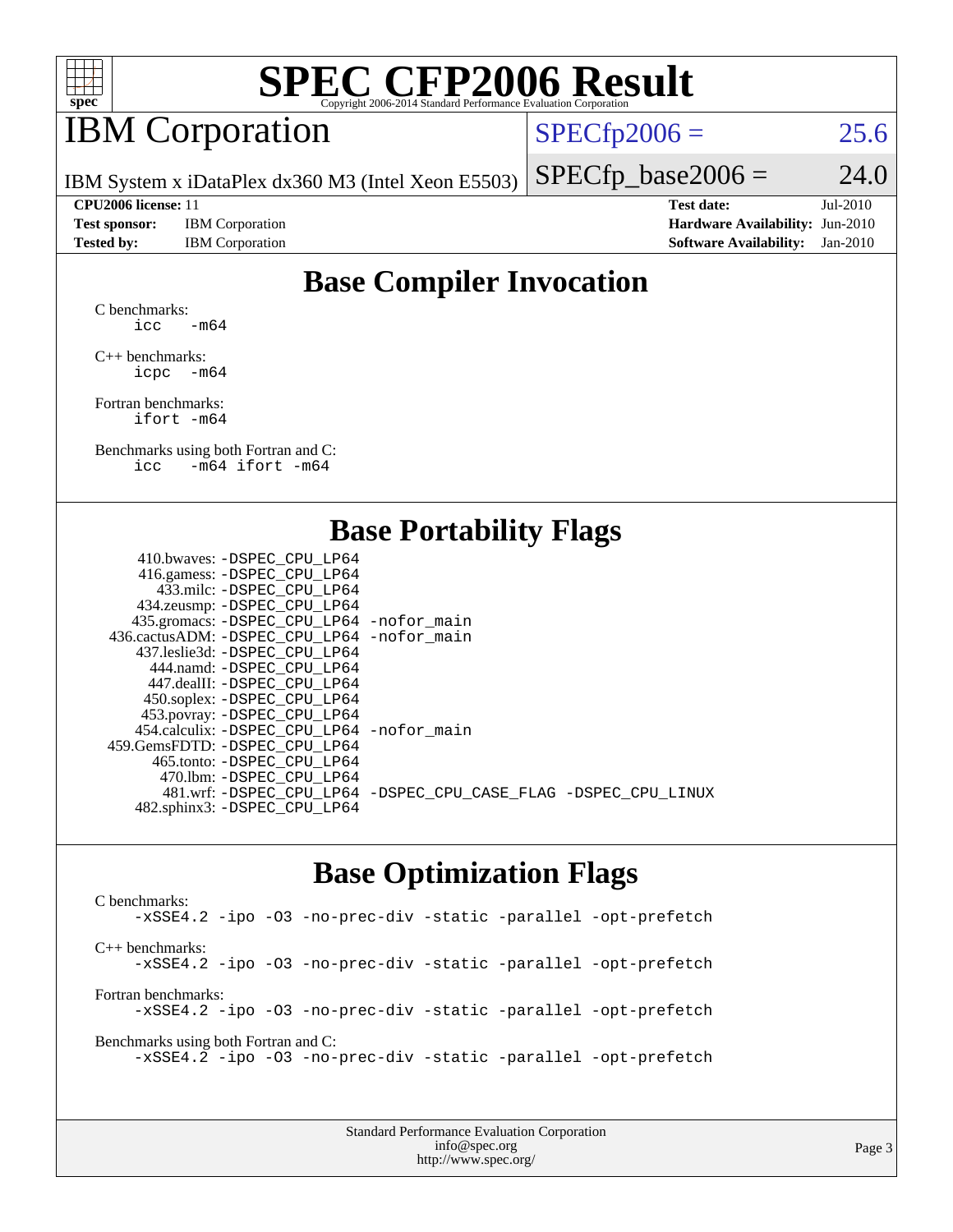# SPEC CFP2006 Result

Copyright 2006-2014 Standard Performance Evaluation Corporation

## IBM Corporation

IBM System x iDataPlex dx360 M3 (Intel Xeon E5503)

SPECfp2006 = 25.6

SPECfp_base2006 = 24.0

| | | | |
|---|---|---|---|
| **CPU2006 license:** 11 | | **Test date:** | Jul-2010 |
| **Test sponsor:** | IBM Corporation | **Hardware Availability:** | Jun-2010 |
| **Tested by:** | IBM Corporation | **Software Availability:** | Jan-2010 |

## Base Compiler Invocation

C benchmarks:
```
icc   -m64
```

C++ benchmarks:
```
icpc  -m64
```

Fortran benchmarks:
```
ifort -m64
```

Benchmarks using both Fortran and C:
```
icc   -m64 ifort -m64
```

## Base Portability Flags

| Benchmark | Flags |
|---|---|
| 410.bwaves: | -DSPEC_CPU_LP64 |
| 416.gamess: | -DSPEC_CPU_LP64 |
| 433.milc: | -DSPEC_CPU_LP64 |
| 434.zeusmp: | -DSPEC_CPU_LP64 |
| 435.gromacs: | -DSPEC_CPU_LP64 -nofor_main |
| 436.cactusADM: | -DSPEC_CPU_LP64 -nofor_main |
| 437.leslie3d: | -DSPEC_CPU_LP64 |
| 444.namd: | -DSPEC_CPU_LP64 |
| 447.dealII: | -DSPEC_CPU_LP64 |
| 450.soplex: | -DSPEC_CPU_LP64 |
| 453.povray: | -DSPEC_CPU_LP64 |
| 454.calculix: | -DSPEC_CPU_LP64 -nofor_main |
| 459.GemsFDTD: | -DSPEC_CPU_LP64 |
| 465.tonto: | -DSPEC_CPU_LP64 |
| 470.lbm: | -DSPEC_CPU_LP64 |
| 481.wrf: | -DSPEC_CPU_LP64 -DSPEC_CPU_CASE_FLAG -DSPEC_CPU_LINUX |
| 482.sphinx3: | -DSPEC_CPU_LP64 |

## Base Optimization Flags

C benchmarks:
```
-xSSE4.2 -ipo -O3 -no-prec-div -static -parallel -opt-prefetch
```

C++ benchmarks:
```
-xSSE4.2 -ipo -O3 -no-prec-div -static -parallel -opt-prefetch
```

Fortran benchmarks:
```
-xSSE4.2 -ipo -O3 -no-prec-div -static -parallel -opt-prefetch
```

Benchmarks using both Fortran and C:
```
-xSSE4.2 -ipo -O3 -no-prec-div -static -parallel -opt-prefetch
```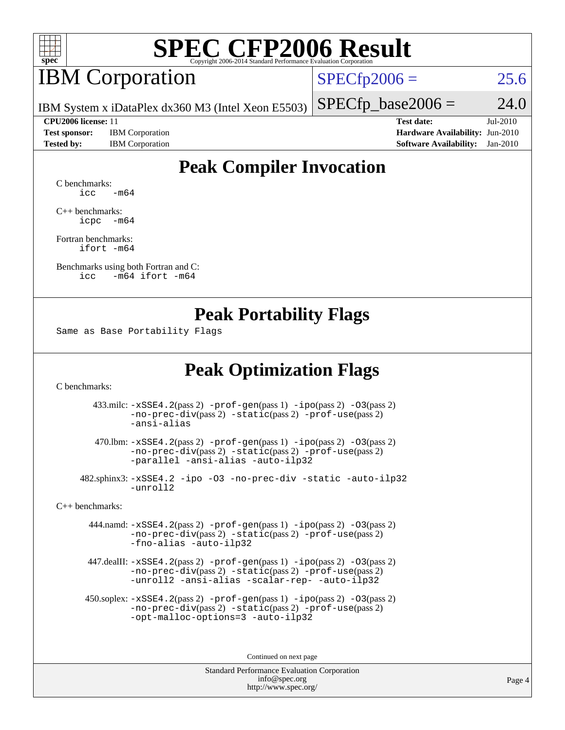# SPEC CFP2006 Result

Copyright 2006-2014 Standard Performance Evaluation Corporation

## IBM Corporation

IBM System x iDataPlex dx360 M3 (Intel Xeon E5503)

SPECfp2006 = 25.6

SPECfp_base2006 = 24.0

| | | | |
|---|---|---|---|
| **CPU2006 license:** 11 | | **Test date:** | Jul-2010 |
| **Test sponsor:** | IBM Corporation | **Hardware Availability:** | Jun-2010 |
| **Tested by:** | IBM Corporation | **Software Availability:** | Jan-2010 |

## Peak Compiler Invocation

C benchmarks:
```
icc   -m64
```

C++ benchmarks:
```
icpc  -m64
```

Fortran benchmarks:
```
ifort -m64
```

Benchmarks using both Fortran and C:
```
icc   -m64 ifort -m64
```

## Peak Portability Flags

Same as Base Portability Flags

## Peak Optimization Flags

C benchmarks:

433.milc: -xSSE4.2(pass 2) -prof-gen(pass 1) -ipo(pass 2) -O3(pass 2) -no-prec-div(pass 2) -static(pass 2) -prof-use(pass 2) -ansi-alias

470.lbm: -xSSE4.2(pass 2) -prof-gen(pass 1) -ipo(pass 2) -O3(pass 2) -no-prec-div(pass 2) -static(pass 2) -prof-use(pass 2) -parallel -ansi-alias -auto-ilp32

482.sphinx3: -xSSE4.2 -ipo -O3 -no-prec-div -static -auto-ilp32 -unroll2

C++ benchmarks:

444.namd: -xSSE4.2(pass 2) -prof-gen(pass 1) -ipo(pass 2) -O3(pass 2) -no-prec-div(pass 2) -static(pass 2) -prof-use(pass 2) -fno-alias -auto-ilp32

447.dealII: -xSSE4.2(pass 2) -prof-gen(pass 1) -ipo(pass 2) -O3(pass 2) -no-prec-div(pass 2) -static(pass 2) -prof-use(pass 2) -unroll2 -ansi-alias -scalar-rep- -auto-ilp32

450.soplex: -xSSE4.2(pass 2) -prof-gen(pass 1) -ipo(pass 2) -O3(pass 2) -no-prec-div(pass 2) -static(pass 2) -prof-use(pass 2) -opt-malloc-options=3 -auto-ilp32

Continued on next page

Standard Performance Evaluation Corporation
info@spec.org
http://www.spec.org/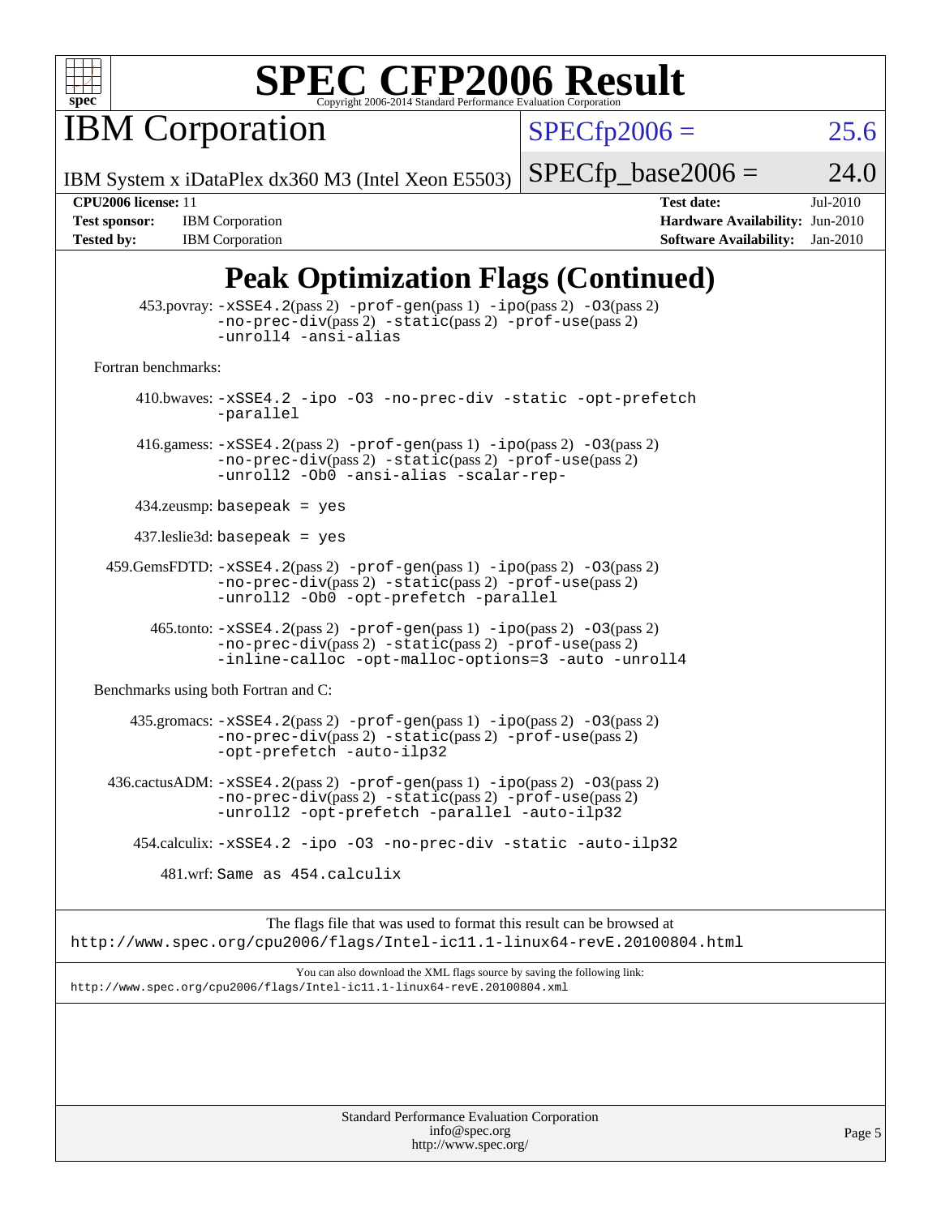# Peak Optimization Flags (Continued)

453.povray: -xSSE4.2(pass 2) -prof-gen(pass 1) -ipo(pass 2) -O3(pass 2) -no-prec-div(pass 2) -static(pass 2) -prof-use(pass 2) -unroll4 -ansi-alias

Fortran benchmarks:

410.bwaves: -xSSE4.2 -ipo -O3 -no-prec-div -static -opt-prefetch -parallel

416.gamess: -xSSE4.2(pass 2) -prof-gen(pass 1) -ipo(pass 2) -O3(pass 2) -no-prec-div(pass 2) -static(pass 2) -prof-use(pass 2) -unroll2 -Ob0 -ansi-alias -scalar-rep-

434.zeusmp: basepeak = yes

437.leslie3d: basepeak = yes

459.GemsFDTD: -xSSE4.2(pass 2) -prof-gen(pass 1) -ipo(pass 2) -O3(pass 2) -no-prec-div(pass 2) -static(pass 2) -prof-use(pass 2) -unroll2 -Ob0 -opt-prefetch -parallel

465.tonto: -xSSE4.2(pass 2) -prof-gen(pass 1) -ipo(pass 2) -O3(pass 2) -no-prec-div(pass 2) -static(pass 2) -prof-use(pass 2) -inline-calloc -opt-malloc-options=3 -auto -unroll4

Benchmarks using both Fortran and C:

435.gromacs: -xSSE4.2(pass 2) -prof-gen(pass 1) -ipo(pass 2) -O3(pass 2) -no-prec-div(pass 2) -static(pass 2) -prof-use(pass 2) -opt-prefetch -auto-ilp32

436.cactusADM: -xSSE4.2(pass 2) -prof-gen(pass 1) -ipo(pass 2) -O3(pass 2) -no-prec-div(pass 2) -static(pass 2) -prof-use(pass 2) -unroll2 -opt-prefetch -parallel -auto-ilp32

454.calculix: -xSSE4.2 -ipo -O3 -no-prec-div -static -auto-ilp32

481.wrf: Same as 454.calculix

The flags file that was used to format this result can be browsed at
http://www.spec.org/cpu2006/flags/Intel-ic11.1-linux64-revE.20100804.html

You can also download the XML flags source by saving the following link:
http://www.spec.org/cpu2006/flags/Intel-ic11.1-linux64-revE.20100804.xml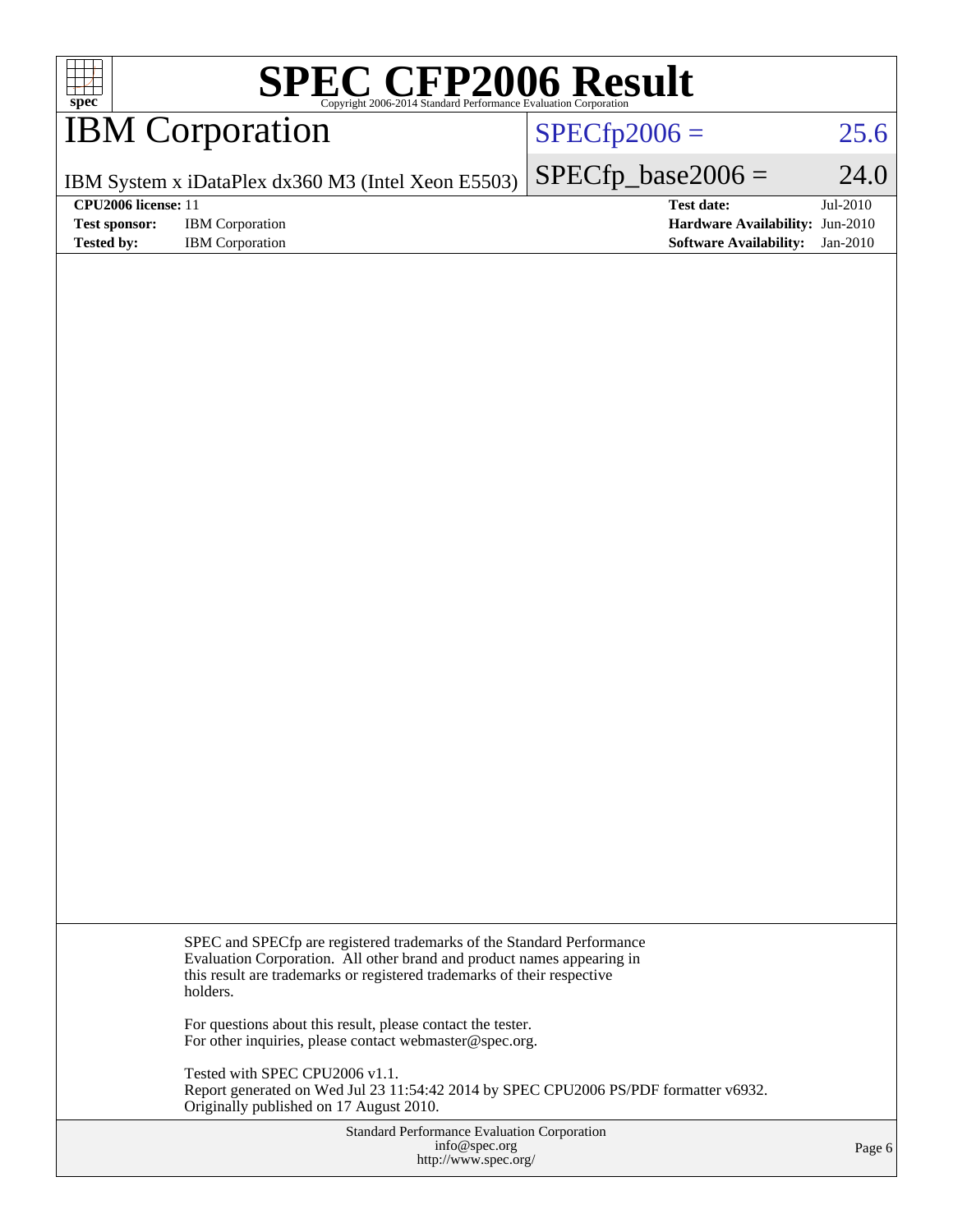# SPEC CFP2006 Result

Copyright 2006-2014 Standard Performance Evaluation Corporation

## IBM Corporation

IBM System x iDataPlex dx360 M3 (Intel Xeon E5503)

SPECfp2006 = 25.6

SPECfp_base2006 = 24.0

| | | | |
|---|---|---|---|
| **CPU2006 license:** | 11 | **Test date:** | Jul-2010 |
| **Test sponsor:** | IBM Corporation | **Hardware Availability:** | Jun-2010 |
| **Tested by:** | IBM Corporation | **Software Availability:** | Jan-2010 |

SPEC and SPECfp are registered trademarks of the Standard Performance Evaluation Corporation. All other brand and product names appearing in this result are trademarks or registered trademarks of their respective holders.

For questions about this result, please contact the tester.
For other inquiries, please contact webmaster@spec.org.

Tested with SPEC CPU2006 v1.1.
Report generated on Wed Jul 23 11:54:42 2014 by SPEC CPU2006 PS/PDF formatter v6932.
Originally published on 17 August 2010.

Standard Performance Evaluation Corporation
info@spec.org
http://www.spec.org/